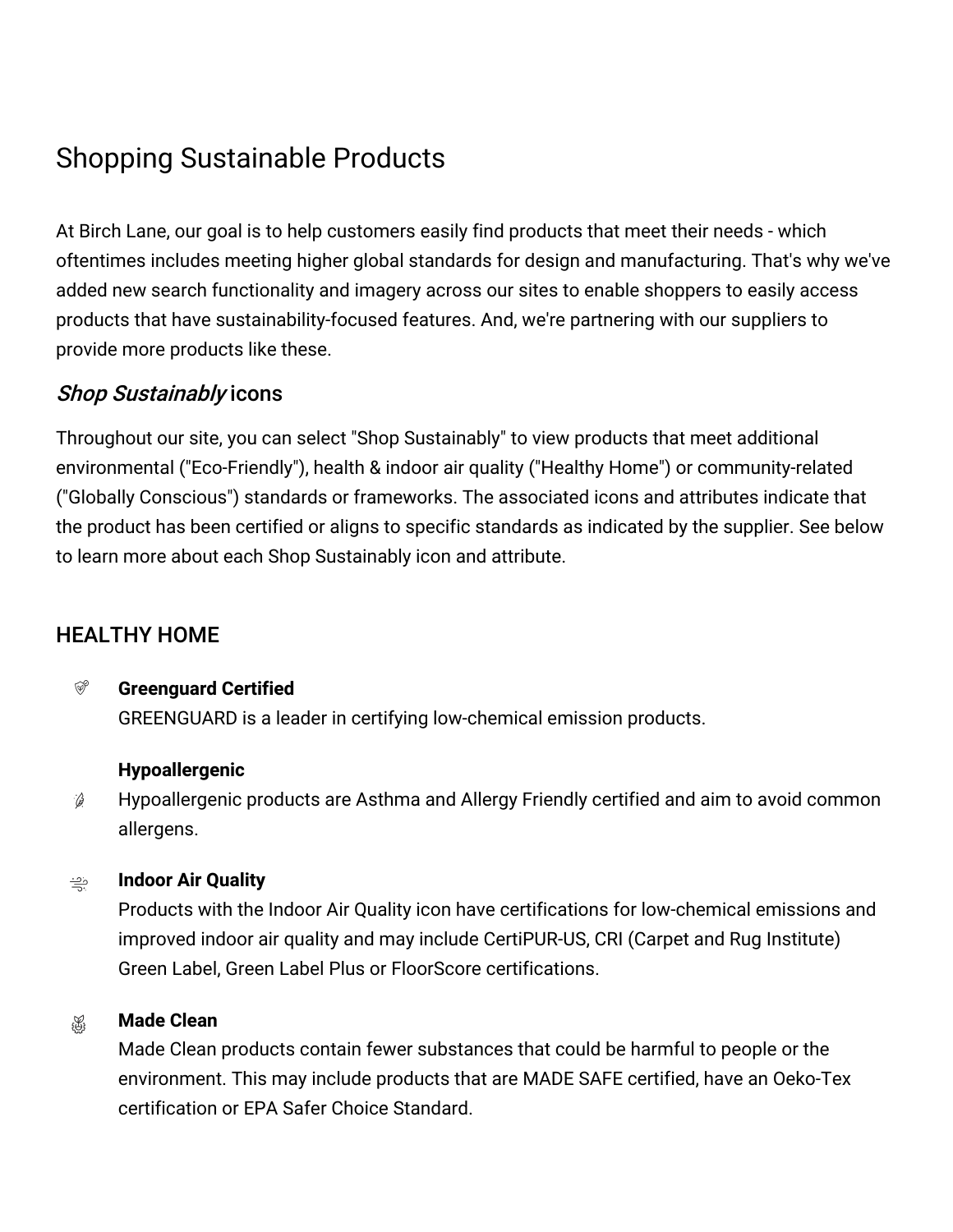# Shopping Sustainable Products

At Birch Lane, our goal is to help customers easily find products that meet their needs - which oftentimes includes meeting higher global standards for design and manufacturing. That's why we've added new search functionality and imagery across our sites to enable shoppers to easily access products that have sustainability-focused features. And, we're partnering with our suppliers to provide more products like these.

## *Shop Sustainably* icons

Throughout our site, you can select "Shop Sustainably" to view products that meet additional environmental ("Eco-Friendly"), health & indoor air quality ("Healthy Home") or community-related ("Globally Conscious") standards or frameworks. The associated icons and attributes indicate that the product has been certified or aligns to specific standards as indicated by the supplier. See below to learn more about each Shop Sustainably icon and attribute.

## HEALTHY HOME

**Greenguard Certified**
GREENGUARD is a leader in certifying low-chemical emission products.

**Hypoallergenic**
Hypoallergenic products are Asthma and Allergy Friendly certified and aim to avoid common allergens.

**Indoor Air Quality**
Products with the Indoor Air Quality icon have certifications for low-chemical emissions and improved indoor air quality and may include CertiPUR-US, CRI (Carpet and Rug Institute) Green Label, Green Label Plus or FloorScore certifications.

**Made Clean**
Made Clean products contain fewer substances that could be harmful to people or the environment. This may include products that are MADE SAFE certified, have an Oeko-Tex certification or EPA Safer Choice Standard.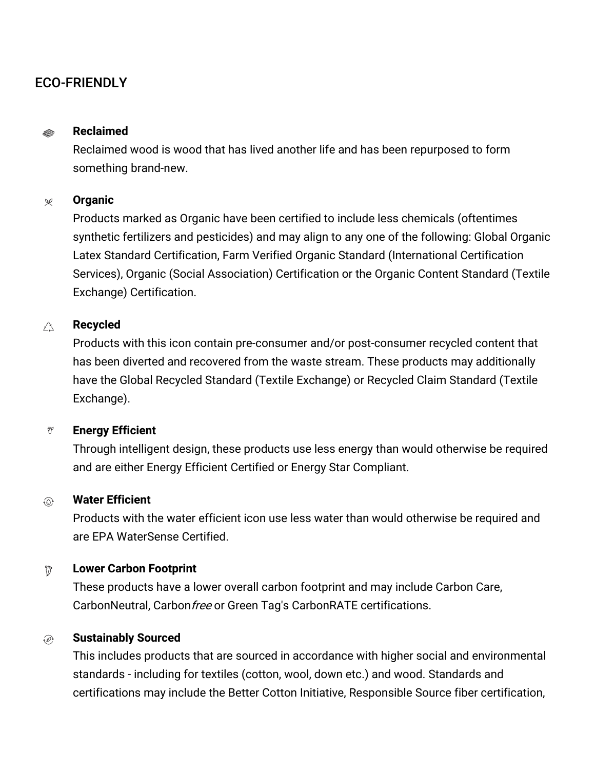## ECO-FRIENDLY

**Reclaimed**

Reclaimed wood is wood that has lived another life and has been repurposed to form something brand-new.

**Organic**

Products marked as Organic have been certified to include less chemicals (oftentimes synthetic fertilizers and pesticides) and may align to any one of the following: Global Organic Latex Standard Certification, Farm Verified Organic Standard (International Certification Services), Organic (Social Association) Certification or the Organic Content Standard (Textile Exchange) Certification.

**Recycled**

Products with this icon contain pre-consumer and/or post-consumer recycled content that has been diverted and recovered from the waste stream. These products may additionally have the Global Recycled Standard (Textile Exchange) or Recycled Claim Standard (Textile Exchange).

**Energy Efficient**

Through intelligent design, these products use less energy than would otherwise be required and are either Energy Efficient Certified or Energy Star Compliant.

**Water Efficient**

Products with the water efficient icon use less water than would otherwise be required and are EPA WaterSense Certified.

**Lower Carbon Footprint**

These products have a lower overall carbon footprint and may include Carbon Care, CarbonNeutral, Carbon*free* or Green Tag's CarbonRATE certifications.

**Sustainably Sourced**

This includes products that are sourced in accordance with higher social and environmental standards - including for textiles (cotton, wool, down etc.) and wood. Standards and certifications may include the Better Cotton Initiative, Responsible Source fiber certification,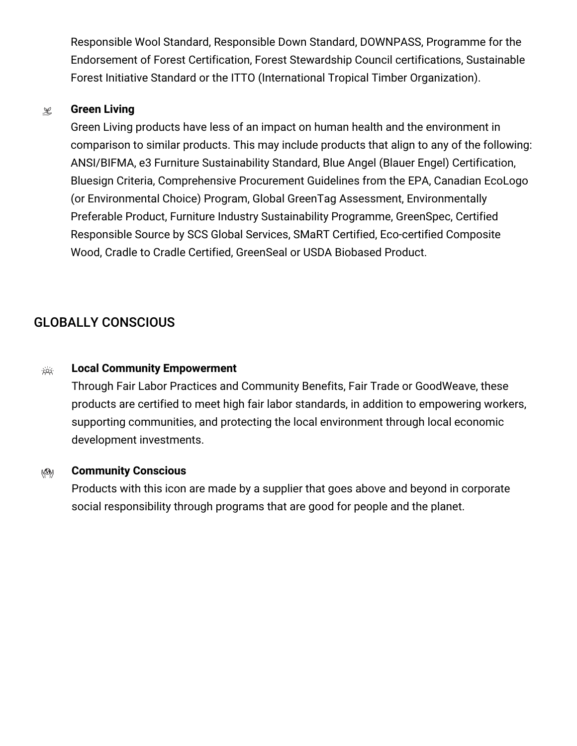Responsible Wool Standard, Responsible Down Standard, DOWNPASS, Programme for the Endorsement of Forest Certification, Forest Stewardship Council certifications, Sustainable Forest Initiative Standard or the ITTO (International Tropical Timber Organization).

**Green Living**
Green Living products have less of an impact on human health and the environment in comparison to similar products. This may include products that align to any of the following: ANSI/BIFMA, e3 Furniture Sustainability Standard, Blue Angel (Blauer Engel) Certification, Bluesign Criteria, Comprehensive Procurement Guidelines from the EPA, Canadian EcoLogo (or Environmental Choice) Program, Global GreenTag Assessment, Environmentally Preferable Product, Furniture Industry Sustainability Programme, GreenSpec, Certified Responsible Source by SCS Global Services, SMaRT Certified, Eco-certified Composite Wood, Cradle to Cradle Certified, GreenSeal or USDA Biobased Product.

## GLOBALLY CONSCIOUS

**Local Community Empowerment**
Through Fair Labor Practices and Community Benefits, Fair Trade or GoodWeave, these products are certified to meet high fair labor standards, in addition to empowering workers, supporting communities, and protecting the local environment through local economic development investments.

**Community Conscious**
Products with this icon are made by a supplier that goes above and beyond in corporate social responsibility through programs that are good for people and the planet.